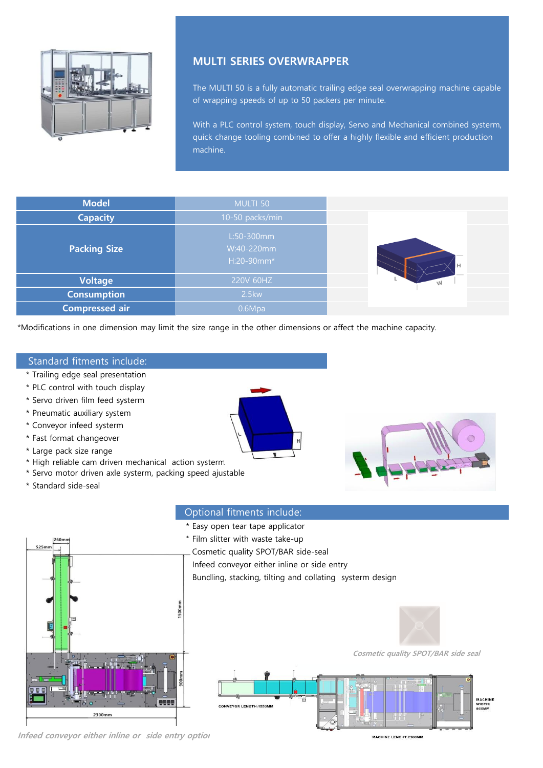## MULTI SERIES OVERWRAPPER

The MULTI 50 is a fully automatic trailing edge seal overwrapping machine capable of wrapping speeds of up to 50 packers per minute.

With a PLC control system, touch display, Servo and Mechanical combined systerm, quick change tooling combined to offer a highly flexible and efficient production machine.

| Model | MULTI 50 |
|---|---|
| Capacity | 10-50 packs/min |
| Packing Size | L:50-300mm<br>W:40-220mm<br>H:20-90mm* |
| Voltage | 220V 60HZ |
| Consumption | 2.5kw |
| Compressed air | 0.6Mpa |

*Modifications in one dimension may limit the size range in the other dimensions or affect the machine capacity.

### Standard fitments include:

* Trailing edge seal presentation
* PLC control with touch display
* Servo driven film feed systerm
* Pneumatic auxiliary system
* Conveyor infeed systerm
* Fast format changeover
* Large pack size range
* High reliable cam driven mechanical action systerm
* Servo motor driven axle systerm, packing speed ajustable
* Standard side-seal

### Optional fitments include:

* Easy open tear tape applicator
* Film slitter with waste take-up

Cosmetic quality SPOT/BAR side-seal
Infeed conveyor either inline or side entry
Bundling, stacking, tilting and collating systerm design

*Cosmetic quality SPOT/BAR side seal*

*Infeed conveyor either inline or side entry optio*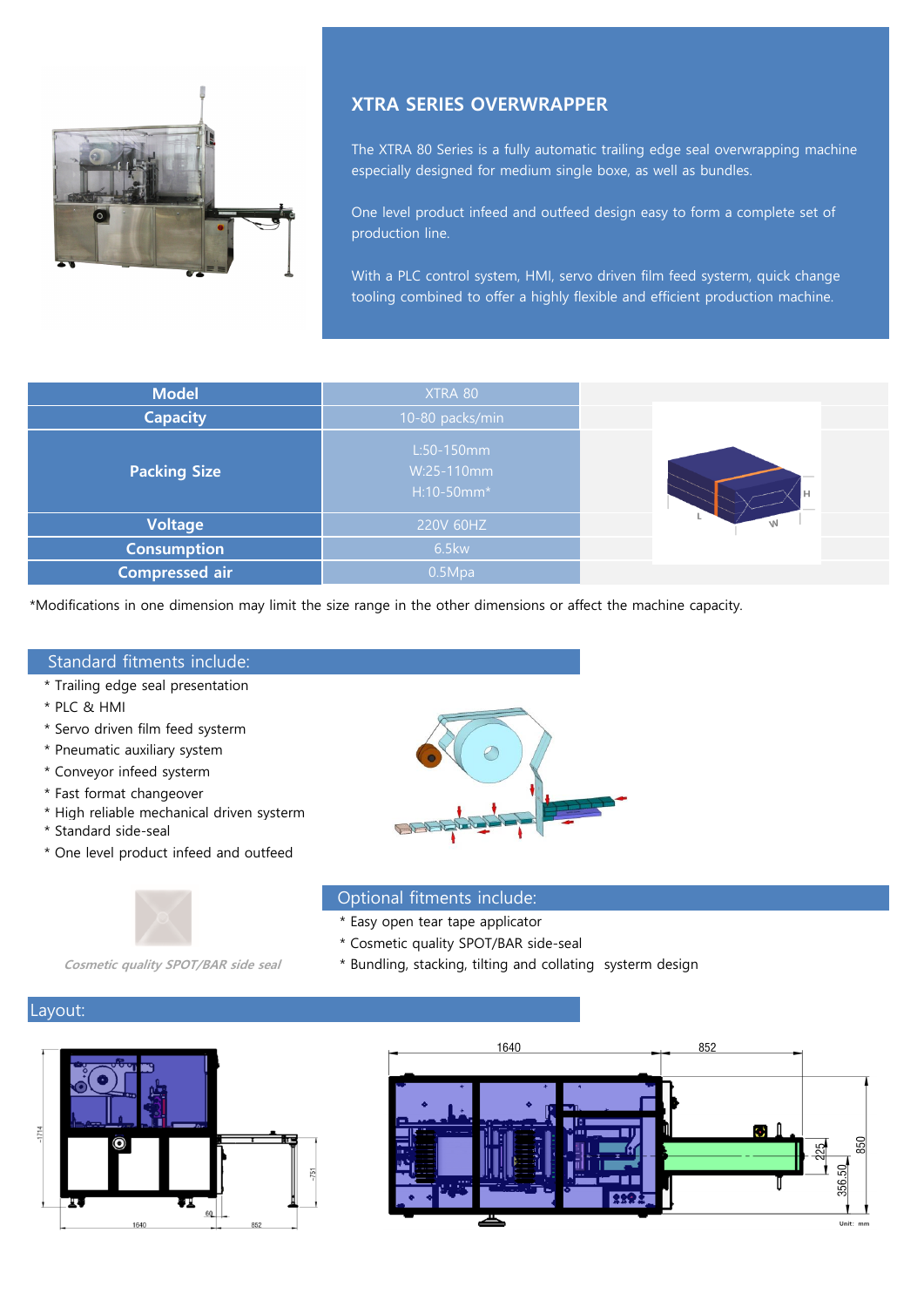## XTRA SERIES OVERWRAPPER

The XTRA 80 Series is a fully automatic trailing edge seal overwrapping machine especially designed for medium single boxe, as well as bundles.

One level product infeed and outfeed design easy to form a complete set of production line.

With a PLC control system, HMI, servo driven film feed systerm, quick change tooling combined to offer a highly flexible and efficient production machine.

| Model | XTRA 80 |
|---|---|
| Capacity | 10-80 packs/min |
| Packing Size | L:50-150mm<br>W:25-110mm<br>H:10-50mm* |
| Voltage | 220V 60HZ |
| Consumption | 6.5kw |
| Compressed air | 0.5Mpa |

*Modifications in one dimension may limit the size range in the other dimensions or affect the machine capacity.

### Standard fitments include:

* Trailing edge seal presentation
* PLC & HMI
* Servo driven film feed systerm
* Pneumatic auxiliary system
* Conveyor infeed systerm
* Fast format changeover
* High reliable mechanical driven systerm
* Standard side-seal
* One level product infeed and outfeed

*Cosmetic quality SPOT/BAR side seal*

### Optional fitments include:

* Easy open tear tape applicator
* Cosmetic quality SPOT/BAR side-seal
* Bundling, stacking, tilting and collating systerm design

### Layout:

1640 852 1714 751 60 225 356.50 850

Unit: mm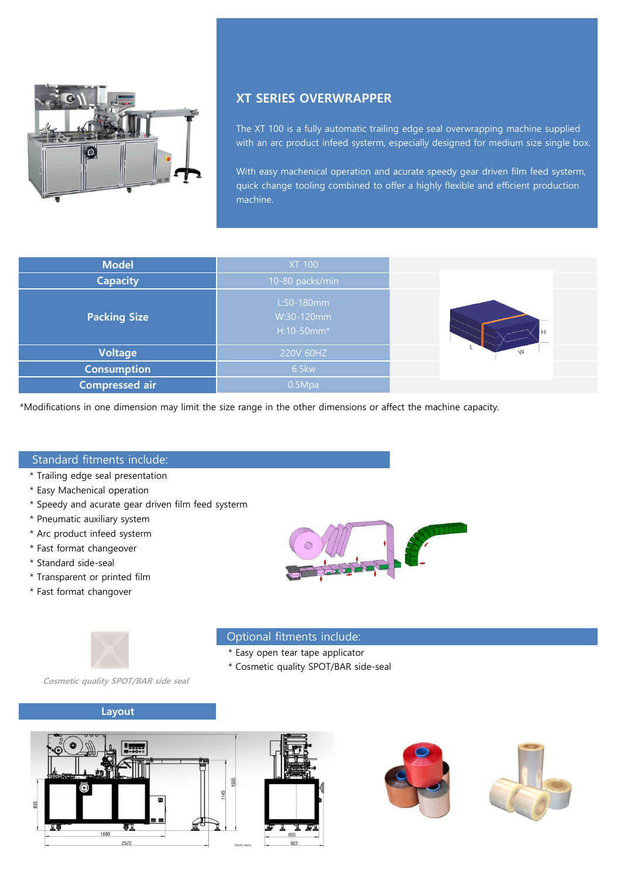## XT SERIES OVERWRAPPER

The XT 100 is a fully automatic trailing edge seal overwrapping machine supplied with an arc product infeed systerm, especially designed for medium size single box.

With easy machenical operation and acurate speedy gear driven film feed systerm, quick change tooling combined to offer a highly flexible and efficient production machine.

| Model | XT 100 |
|---|---|
| Capacity | 10-80 packs/min |
| Packing Size | L:50-180mm<br>W:30-120mm<br>H:10-50mm* |
| Voltage | 220V 60HZ |
| Consumption | 6.5kw |
| Compressed air | 0.5Mpa |

*Modifications in one dimension may limit the size range in the other dimensions or affect the machine capacity.

### Standard fitments include:

* Trailing edge seal presentation
* Easy Machenical operation
* Speedy and acurate gear driven film feed systerm
* Pneumatic auxiliary system
* Arc product infeed systerm
* Fast format changeover
* Standard side-seal
* Transparent or printed film
* Fast format changover

### Optional fitments include:

* Easy open tear tape applicator
* Cosmetic quality SPOT/BAR side-seal

*Cosmetic quality SPOT/BAR side seal*

### Layout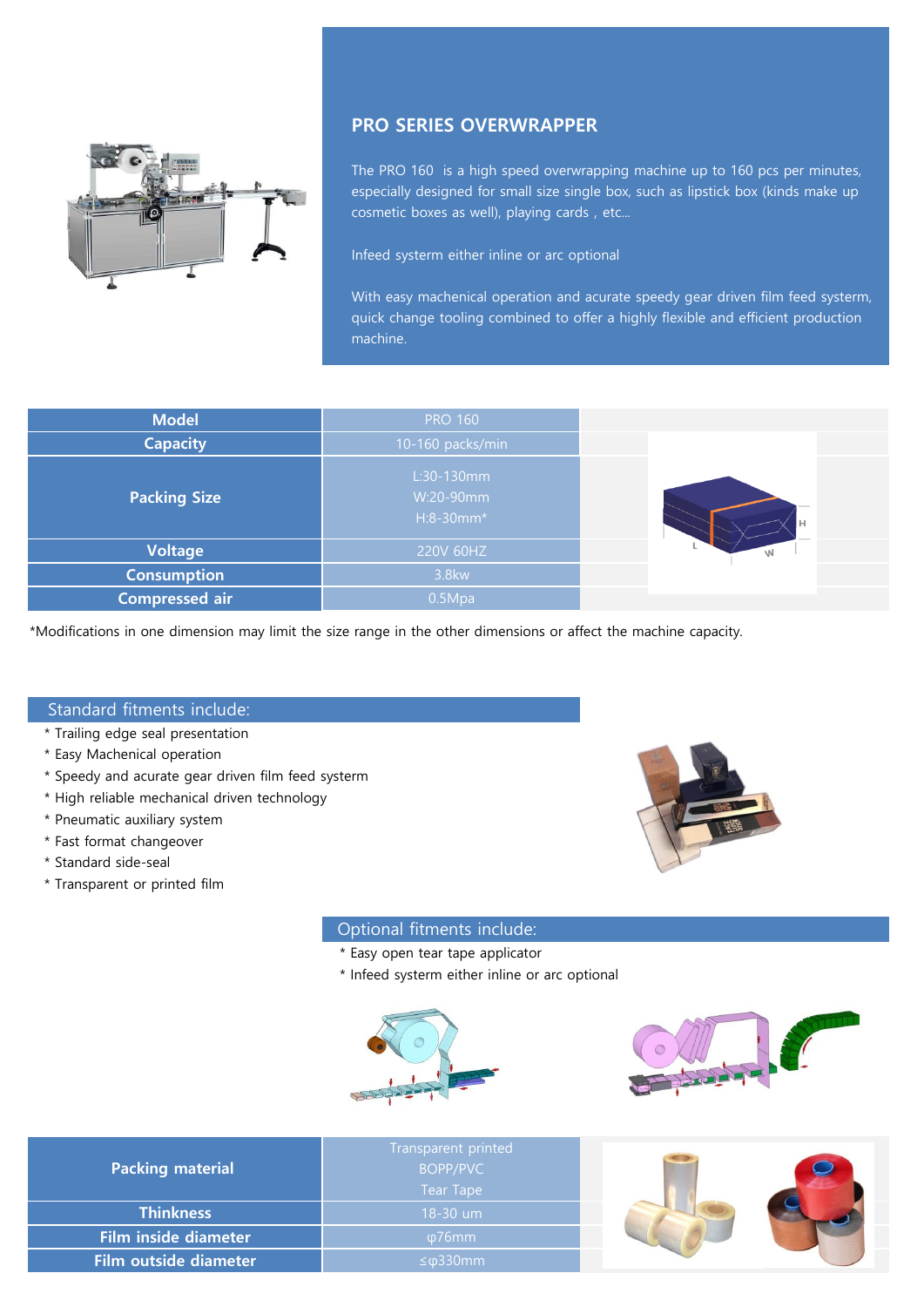## PRO SERIES OVERWRAPPER

The PRO 160 is a high speed overwrapping machine up to 160 pcs per minutes, especially designed for small size single box, such as lipstick box (kinds make up cosmetic boxes as well), playing cards , etc...

Infeed systerm either inline or arc optional

With easy machenical operation and acurate speedy gear driven film feed systerm, quick change tooling combined to offer a highly flexible and efficient production machine.

| Model | PRO 160 |
|---|---|
| Capacity | 10-160 packs/min |
| Packing Size | L:30-130mm<br>W:20-90mm<br>H:8-30mm* |
| Voltage | 220V 60HZ |
| Consumption | 3.8kw |
| Compressed air | 0.5Mpa |

*Modifications in one dimension may limit the size range in the other dimensions or affect the machine capacity.

### Standard fitments include:

* Trailing edge seal presentation
* Easy Machenical operation
* Speedy and acurate gear driven film feed systerm
* High reliable mechanical driven technology
* Pneumatic auxiliary system
* Fast format changeover
* Standard side-seal
* Transparent or printed film

### Optional fitments include:

* Easy open tear tape applicator
* Infeed systerm either inline or arc optional

| Packing material | Transparent printed<br>BOPP/PVC<br>Tear Tape |
|---|---|
| Thinkness | 18-30 um |
| Film inside diameter | φ76mm |
| Film outside diameter | ≤φ330mm |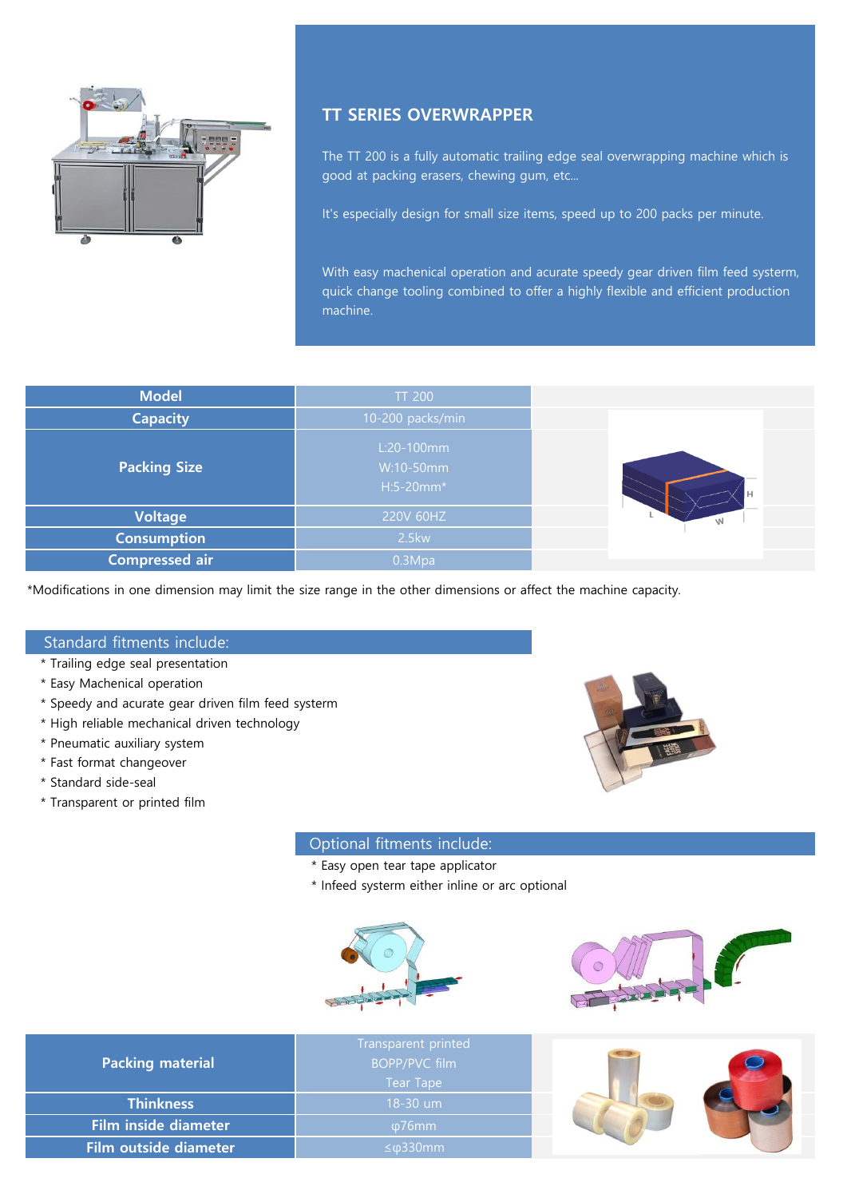## TT SERIES OVERWRAPPER

The TT 200 is a fully automatic trailing edge seal overwrapping machine which is good at packing erasers, chewing gum, etc...

It's especially design for small size items, speed up to 200 packs per minute.

With easy machenical operation and acurate speedy gear driven film feed systerm, quick change tooling combined to offer a highly flexible and efficient production machine.

| Model | TT 200 |
|---|---|
| Capacity | 10-200 packs/min |
| Packing Size | L:20-100mm<br>W:10-50mm<br>H:5-20mm* |
| Voltage | 220V 60HZ |
| Consumption | 2.5kw |
| Compressed air | 0.3Mpa |

*Modifications in one dimension may limit the size range in the other dimensions or affect the machine capacity.

### Standard fitments include:

* Trailing edge seal presentation
* Easy Machenical operation
* Speedy and acurate gear driven film feed systerm
* High reliable mechanical driven technology
* Pneumatic auxiliary system
* Fast format changeover
* Standard side-seal
* Transparent or printed film

### Optional fitments include:

* Easy open tear tape applicator
* Infeed systerm either inline or arc optional

| Packing material | Transparent printed<br>BOPP/PVC film<br>Tear Tape |
|---|---|
| Thinkness | 18-30 um |
| Film inside diameter | φ76mm |
| Film outside diameter | ≤φ330mm |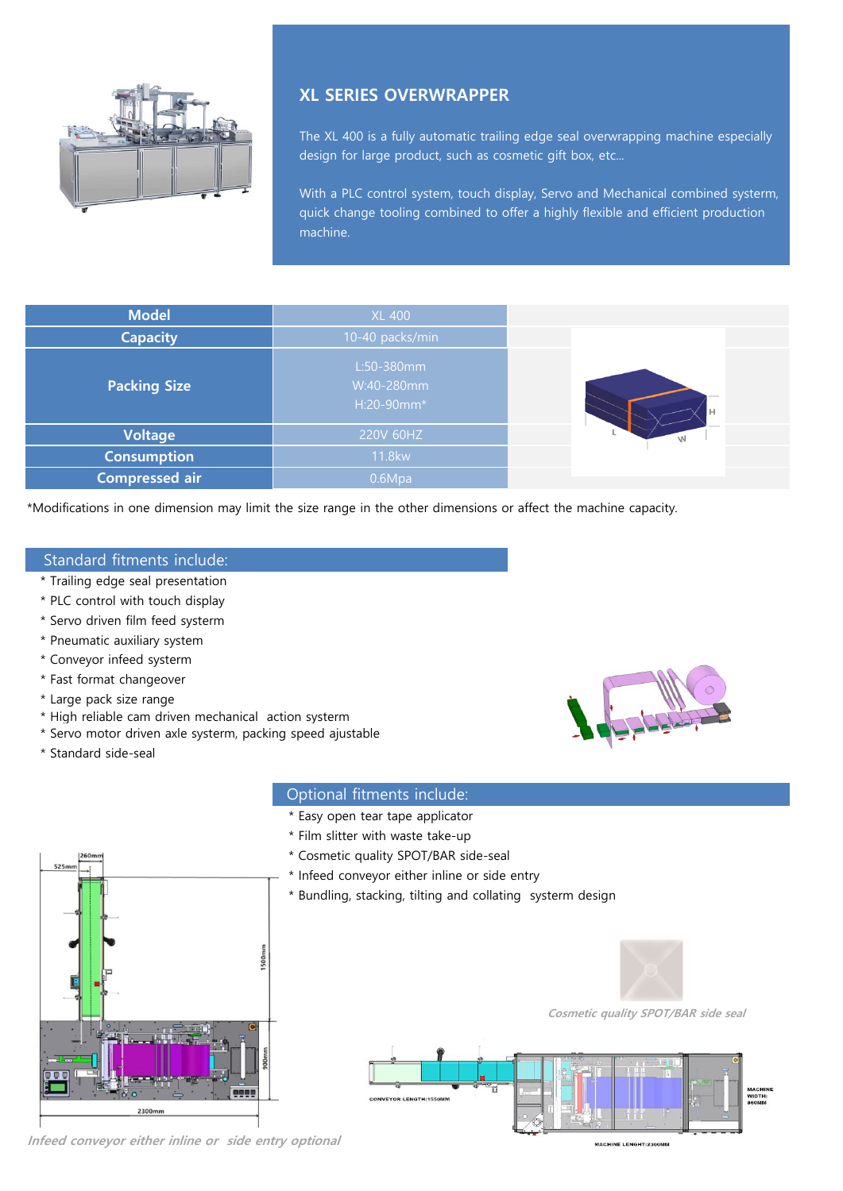## XL SERIES OVERWRAPPER

The XL 400 is a fully automatic trailing edge seal overwrapping machine especially design for large product, such as cosmetic gift box, etc...

With a PLC control system, touch display, Servo and Mechanical combined systerm, quick change tooling combined to offer a highly flexible and efficient production machine.

| Model | XL 400 |
|---|---|
| Capacity | 10-40 packs/min |
| Packing Size | L:50-380mm<br>W:40-280mm<br>H:20-90mm* |
| Voltage | 220V 60HZ |
| Consumption | 11.8kw |
| Compressed air | 0.6Mpa |

*Modifications in one dimension may limit the size range in the other dimensions or affect the machine capacity.

### Standard fitments include:

* Trailing edge seal presentation
* PLC control with touch display
* Servo driven film feed systerm
* Pneumatic auxiliary system
* Conveyor infeed system
* Fast format changeover
* Large pack size range
* High reliable cam driven mechanical action systerm
* Servo motor driven axle systerm, packing speed ajustable
* Standard side-seal

### Optional fitments include:

* Easy open tear tape applicator
* Film slitter with waste take-up
* Cosmetic quality SPOT/BAR side-seal
* Infeed conveyor either inline or side entry
* Bundling, stacking, tilting and collating systerm design

*Cosmetic quality SPOT/BAR side seal*

*Infeed conveyor either inline or side entry optional*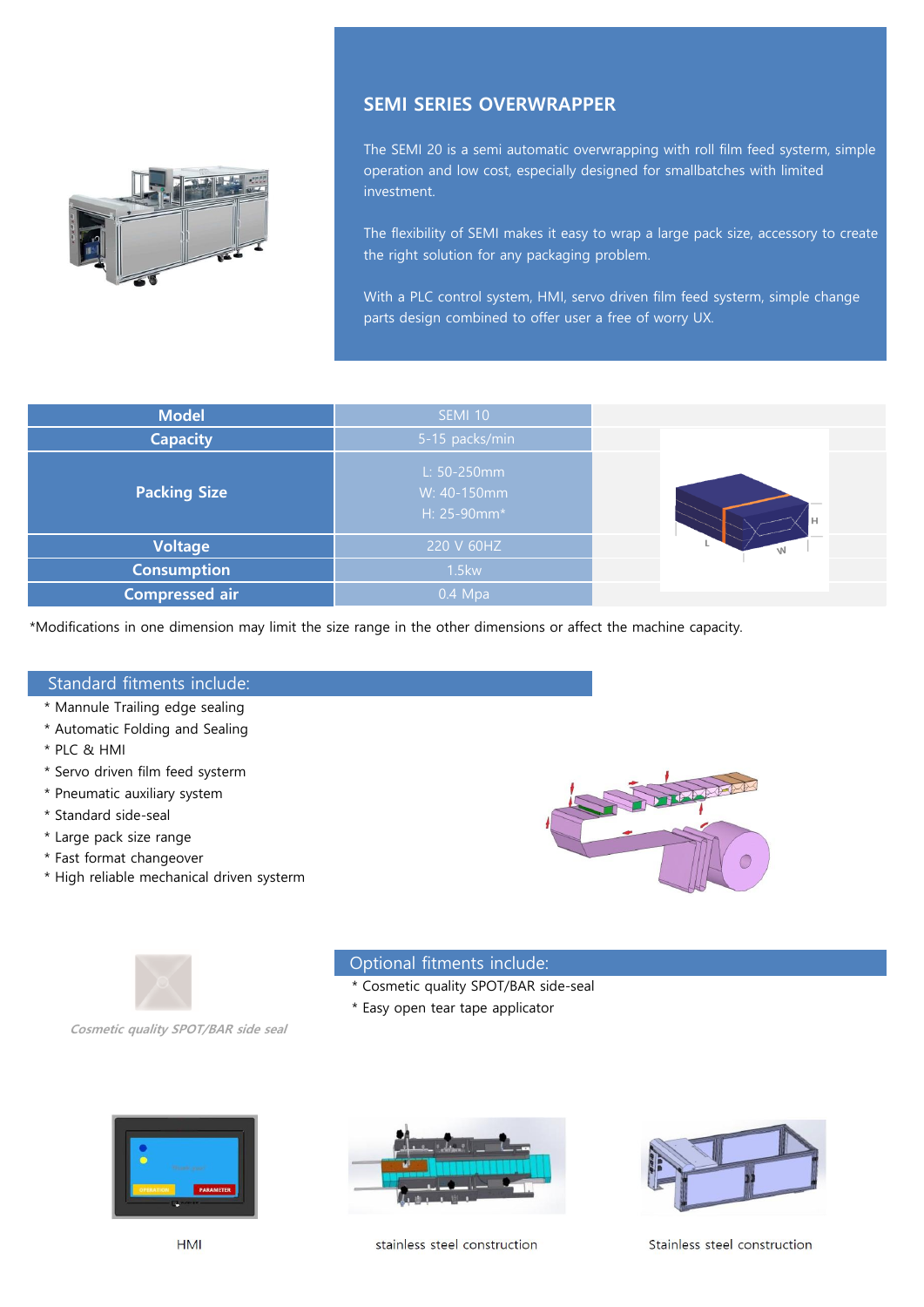## SEMI SERIES OVERWRAPPER

The SEMI 20 is a semi automatic overwrapping with roll film feed systerm, simple operation and low cost, especially designed for smallbatches with limited investment.

The flexibility of SEMI makes it easy to wrap a large pack size, accessory to create the right solution for any packaging problem.

With a PLC control system, HMI, servo driven film feed systerm, simple change parts design combined to offer user a free of worry UX.

| Model | SEMI 10 |
| --- | --- |
| Capacity | 5-15 packs/min |
| Packing Size | L: 50-250mm<br>W: 40-150mm<br>H: 25-90mm* |
| Voltage | 220 V 60HZ |
| Consumption | 1.5kw |
| Compressed air | 0.4 Mpa |

*Modifications in one dimension may limit the size range in the other dimensions or affect the machine capacity.

### Standard fitments include:

* Mannule Trailing edge sealing
* Automatic Folding and Sealing
* PLC & HMI
* Servo driven film feed systerm
* Pneumatic auxiliary system
* Standard side-seal
* Large pack size range
* Fast format changeover
* High reliable mechanical driven systerm

*Cosmetic quality SPOT/BAR side seal*

### Optional fitments include:

* Cosmetic quality SPOT/BAR side-seal
* Easy open tear tape applicator

HMI

stainless steel construction

Stainless steel construction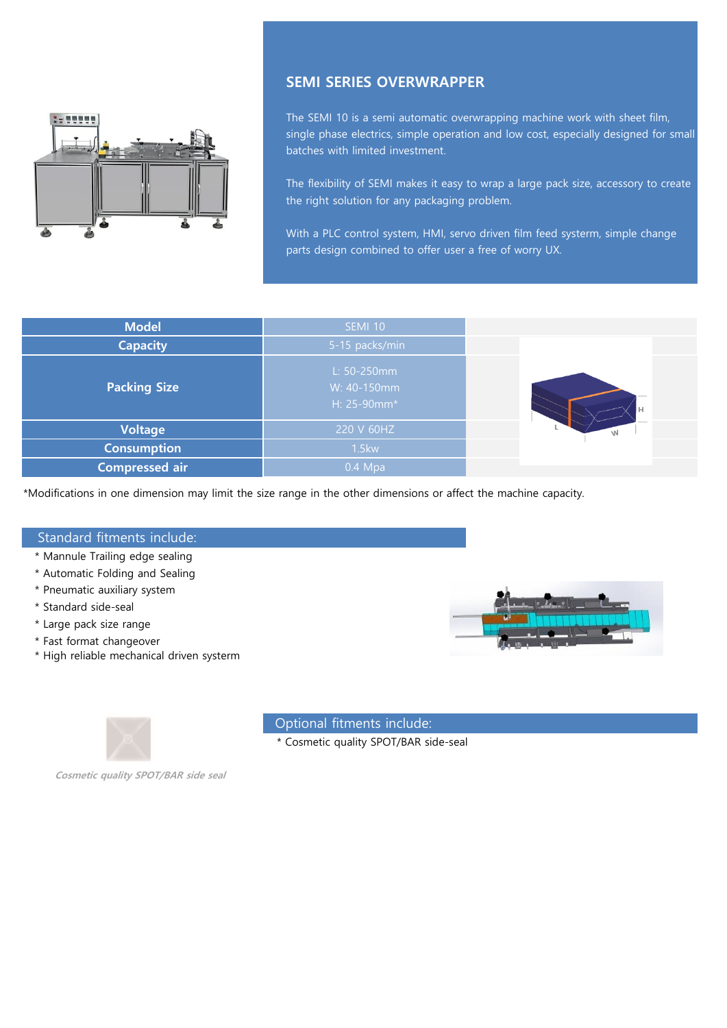## SEMI SERIES OVERWRAPPER

The SEMI 10 is a semi automatic overwrapping machine work with sheet film, single phase electrics, simple operation and low cost, especially designed for small batches with limited investment.

The flexibility of SEMI makes it easy to wrap a large pack size, accessory to create the right solution for any packaging problem.

With a PLC control system, HMI, servo driven film feed systerm, simple change parts design combined to offer user a free of worry UX.

| Model | SEMI 10 |
|---|---|
| Capacity | 5-15 packs/min |
| Packing Size | L: 50-250mm<br>W: 40-150mm<br>H: 25-90mm* |
| Voltage | 220 V 60HZ |
| Consumption | 1.5kw |
| Compressed air | 0.4 Mpa |

H

L

W

*Modifications in one dimension may limit the size range in the other dimensions or affect the machine capacity.

### Standard fitments include:

* Mannule Trailing edge sealing
* Automatic Folding and Sealing
* Pneumatic auxiliary system
* Standard side-seal
* Large pack size range
* Fast format changeover
* High reliable mechanical driven systerm

*Cosmetic quality SPOT/BAR side seal*

### Optional fitments include:

* Cosmetic quality SPOT/BAR side-seal